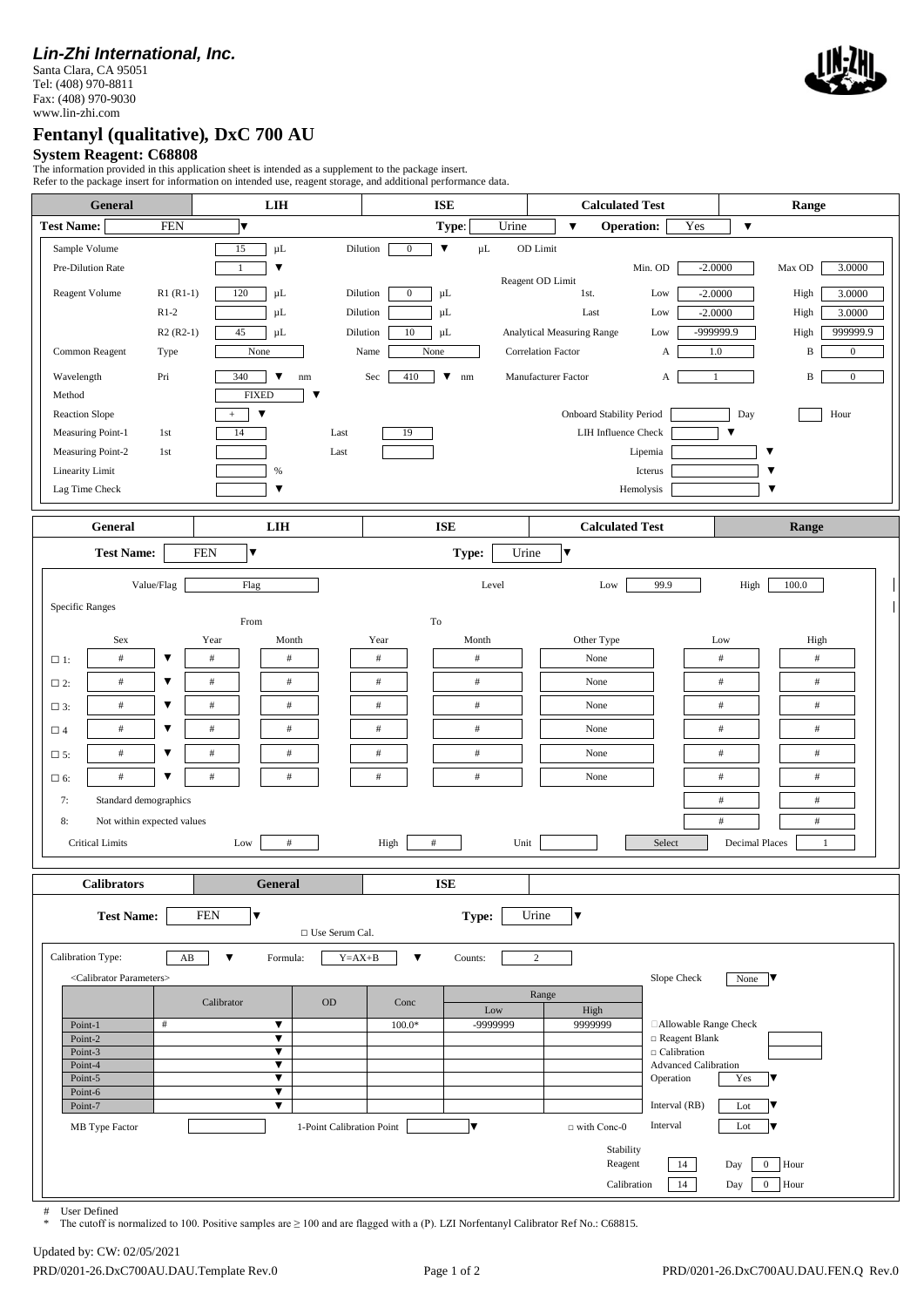*Lin-Zhi International, Inc.*
Santa Clara, CA 95051
Tel: (408) 970-8811
Fax: (408) 970-9030
www.lin-zhi.com

# Fentanyl (qualitative), DxC 700 AU

### System Reagent: C68808

The information provided in this application sheet is intended as a supplement to the package insert.
Refer to the package insert for information on intended use, reagent storage, and additional performance data.

| General | LIH | ISE | Calculated Test | Range |
|---|---|---|---|---|

**Test Name:** FEN ▼  **Type:** Urine ▼  **Operation:** Yes ▼

| | | | | | | | | | | |
|---|---|---|---|---|---|---|---|---|---|---|
| Sample Volume | | 15 | µL | Dilution | 0 ▼ µL | OD Limit | | | | |
| Pre-Dilution Rate | | 1 ▼ | | | | | Min. OD | -2.0000 | Max OD | 3.0000 |
| | | | | | | Reagent OD Limit | | | | |
| Reagent Volume | R1 (R1-1) | 120 | µL | Dilution | 0 µL | 1st. | Low | -2.0000 | High | 3.0000 |
| | R1-2 | | µL | Dilution | µL | Last | Low | -2.0000 | High | 3.0000 |
| | R2 (R2-1) | 45 | µL | Dilution | 10 µL | Analytical Measuring Range | Low | -999999.9 | High | 999999.9 |
| Common Reagent | Type | None | | Name | None | Correlation Factor | A | 1.0 | B | 0 |
| Wavelength | Pri | 340 ▼ | nm | Sec | 410 ▼ nm | Manufacturer Factor | A | 1 | B | 0 |
| Method | | FIXED ▼ | | | | | | | | |
| Reaction Slope | | + ▼ | | | | Onboard Stability Period | | | Day | Hour |
| Measuring Point-1 | 1st | 14 | | Last | 19 | LIH Influence Check | | ▼ | | |
| Measuring Point-2 | 1st | | | Last | | | Lipemia | ▼ | | |
| Linearity Limit | | | % | | | | Icterus | ▼ | | |
| Lag Time Check | | ▼ | | | | | Hemolysis | ▼ | | |

| General | LIH | ISE | Calculated Test | Range |
|---|---|---|---|---|

**Test Name:** FEN ▼  **Type:** Urine ▼

Value/Flag: Flag  Level  Low: 99.9  High: 100.0

Specific Ranges

| | Sex | From Year | From Month | To Year | To Month | Other Type | Low | High |
|---|---|---|---|---|---|---|---|---|
| ☐ 1: | # ▼ | # | # | # | # | None | # | # |
| ☐ 2: | # ▼ | # | # | # | # | None | # | # |
| ☐ 3: | # ▼ | # | # | # | # | None | # | # |
| ☐ 4 | # ▼ | # | # | # | # | None | # | # |
| ☐ 5: | # ▼ | # | # | # | # | None | # | # |
| ☐ 6: | # ▼ | # | # | # | # | None | # | # |
| 7: | Standard demographics | | | | | | # | # |
| 8: | Not within expected values | | | | | | # | # |

Critical Limits  Low: #  High: #  Unit:  Select  Decimal Places: 1

| Calibrators | General | ISE |
|---|---|---|

**Test Name:** FEN ▼  **Type:** Urine ▼

□ Use Serum Cal.

Calibration Type: AB ▼  Formula: Y=AX+B ▼  Counts: 2

<Calibrator Parameters>

| | Calibrator | OD | Conc | Range Low | Range High |
|---|---|---|---|---|---|
| Point-1 | # ▼ | | 100.0* | -9999999 | 9999999 |
| Point-2 | ▼ | | | | |
| Point-3 | ▼ | | | | |
| Point-4 | ▼ | | | | |
| Point-5 | ▼ | | | | |
| Point-6 | ▼ | | | | |
| Point-7 | ▼ | | | | |

Slope Check: None ▼
□ Allowable Range Check
□ Reagent Blank
□ Calibration
Advanced Calibration
Operation: Yes ▼
Interval (RB): Lot ▼
Interval: Lot ▼

MB Type Factor:   1-Point Calibration Point: ▼  □ with Conc-0

Stability
Reagent: 14 Day 0 Hour
Calibration: 14 Day 0 Hour

# User Defined
* The cutoff is normalized to 100. Positive samples are ≥ 100 and are flagged with a (P). LZI Norfentanyl Calibrator Ref No.: C68815.

Updated by: CW: 02/05/2021

PRD/0201-26.DxC700AU.DAU.Template Rev.0    PRD/0201-26.DxC700AU.DAU.FEN.Q Rev.0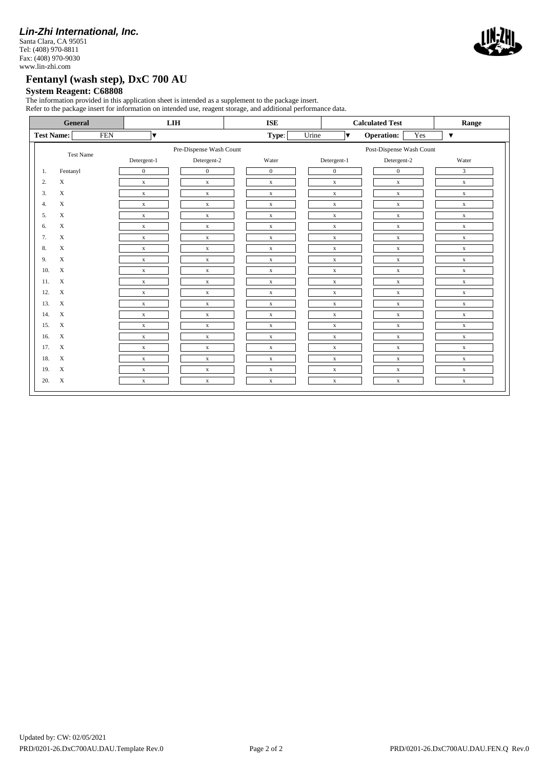***Lin-Zhi International, Inc.***
Santa Clara, CA 95051
Tel: (408) 970-8811
Fax: (408) 970-9030
www.lin-zhi.com

# Fentanyl (wash step), DxC 700 AU

## System Reagent: C68808

The information provided in this application sheet is intended as a supplement to the package insert.
Refer to the package insert for information on intended use, reagent storage, and additional performance data.

| General | LIH | ISE | Calculated Test | Range |
|---|---|---|---|---|

**Test Name:** FEN ▼ **Type:** Urine ▼ **Operation:** Yes ▼

| Test Name | | Pre-Dispense Wash Count | | | Post-Dispense Wash Count | | |
|---|---|---|---|---|---|---|---|
| | | Detergent-1 | Detergent-2 | Water | Detergent-1 | Detergent-2 | Water |
| 1. | Fentanyl | 0 | 0 | 0 | 0 | 0 | 3 |
| 2. | X | x | x | x | x | x | x |
| 3. | X | x | x | x | x | x | x |
| 4. | X | x | x | x | x | x | x |
| 5. | X | x | x | x | x | x | x |
| 6. | X | x | x | x | x | x | x |
| 7. | X | x | x | x | x | x | x |
| 8. | X | x | x | x | x | x | x |
| 9. | X | x | x | x | x | x | x |
| 10. | X | x | x | x | x | x | x |
| 11. | X | x | x | x | x | x | x |
| 12. | X | x | x | x | x | x | x |
| 13. | X | x | x | x | x | x | x |
| 14. | X | x | x | x | x | x | x |
| 15. | X | x | x | x | x | x | x |
| 16. | X | x | x | x | x | x | x |
| 17. | X | x | x | x | x | x | x |
| 18. | X | x | x | x | x | x | x |
| 19. | X | x | x | x | x | x | x |
| 20. | X | x | x | x | x | x | x |

Updated by: CW: 02/05/2021
PRD/0201-26.DxC700AU.DAU.Template Rev.0 PRD/0201-26.DxC700AU.DAU.FEN.Q Rev.0